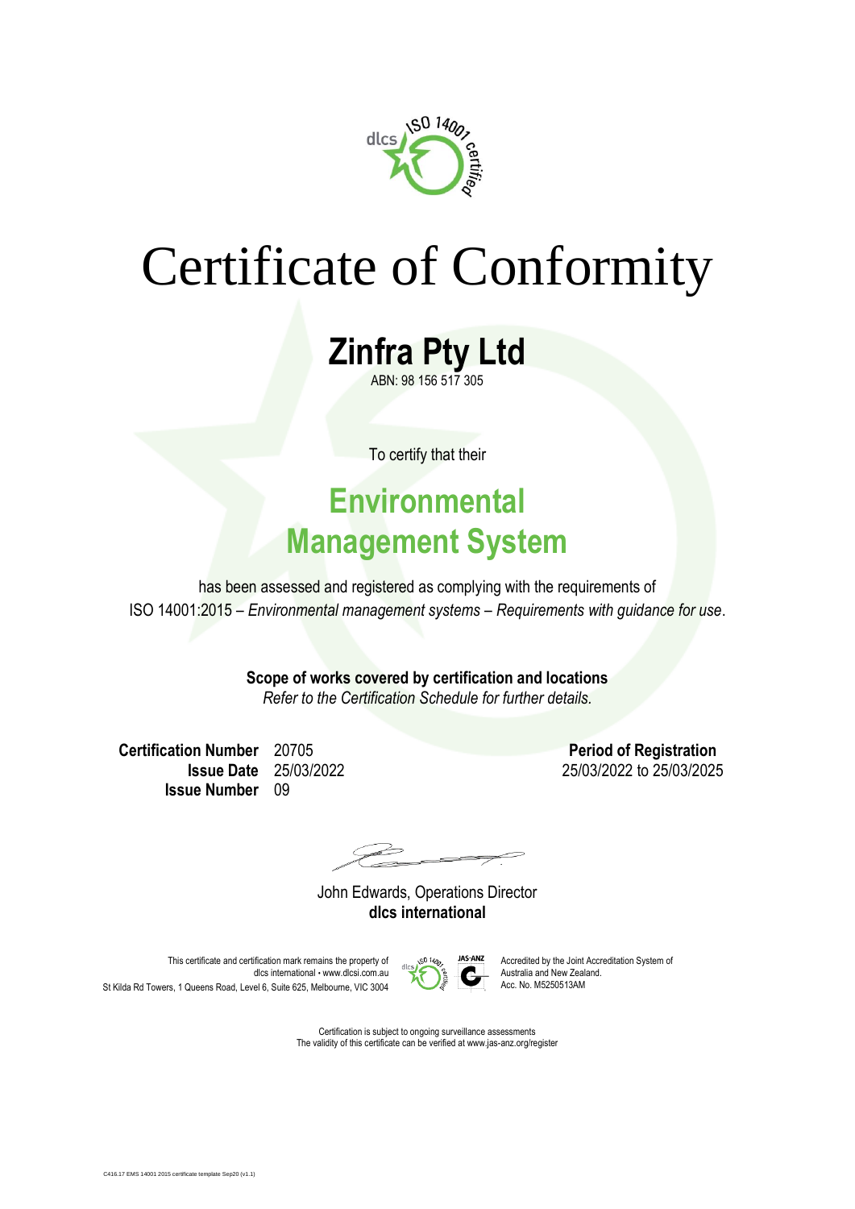# Certificate of Conformity

## Zinfra Pty Ltd

ABN: 98 156 517 305

To certify that their

## Environmental Management System

has been assessed and registered as complying with the requirements of ISO 14001:2015 – *Environmental management systems – Requirements with guidance for use*.

**Scope of works covered by certification and locations**

*Refer to the Certification Schedule for further details.*

**Certification Number** 20705
**Issue Date** 25/03/2022
**Issue Number** 09

**Period of Registration**
25/03/2022 to 25/03/2025

John Edwards, Operations Director
**dlcs international**

This certificate and certification mark remains the property of dlcs international • www.dlcsi.com.au
St Kilda Rd Towers, 1 Queens Road, Level 6, Suite 625, Melbourne, VIC 3004

Accredited by the Joint Accreditation System of Australia and New Zealand.
Acc. No. M5250513AM

Certification is subject to ongoing surveillance assessments
The validity of this certificate can be verified at www.jas-anz.org/register

C416.17 EMS 14001 2015 certificate template Sep20 (v1.1)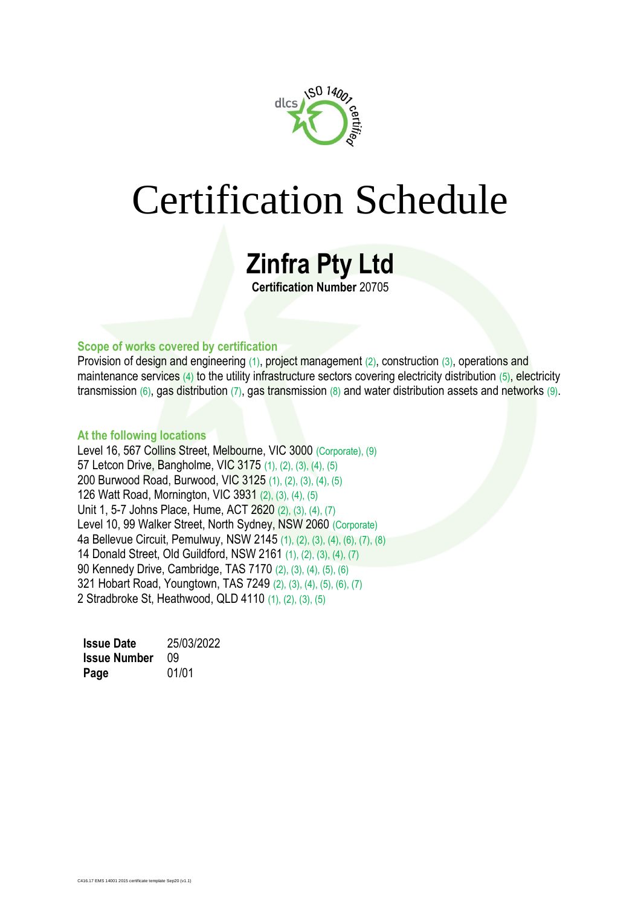# Certification Schedule

## Zinfra Pty Ltd

**Certification Number** 20705

### Scope of works covered by certification

Provision of design and engineering (1), project management (2), construction (3), operations and maintenance services (4) to the utility infrastructure sectors covering electricity distribution (5), electricity transmission (6), gas distribution (7), gas transmission (8) and water distribution assets and networks (9).

### At the following locations

Level 16, 567 Collins Street, Melbourne, VIC 3000 (Corporate), (9)
57 Letcon Drive, Bangholme, VIC 3175 (1), (2), (3), (4), (5)
200 Burwood Road, Burwood, VIC 3125 (1), (2), (3), (4), (5)
126 Watt Road, Mornington, VIC 3931 (2), (3), (4), (5)
Unit 1, 5-7 Johns Place, Hume, ACT 2620 (2), (3), (4), (7)
Level 10, 99 Walker Street, North Sydney, NSW 2060 (Corporate)
4a Bellevue Circuit, Pemulwuy, NSW 2145 (1), (2), (3), (4), (6), (7), (8)
14 Donald Street, Old Guildford, NSW 2161 (1), (2), (3), (4), (7)
90 Kennedy Drive, Cambridge, TAS 7170 (2), (3), (4), (5), (6)
321 Hobart Road, Youngtown, TAS 7249 (2), (3), (4), (5), (6), (7)
2 Stradbroke St, Heathwood, QLD 4110 (1), (2), (3), (5)

| | |
|---|---|
| **Issue Date** | 25/03/2022 |
| **Issue Number** | 09 |
| **Page** | 01/01 |

C416.17 EMS 14001 2015 certificate template Sep20 (v1.1)